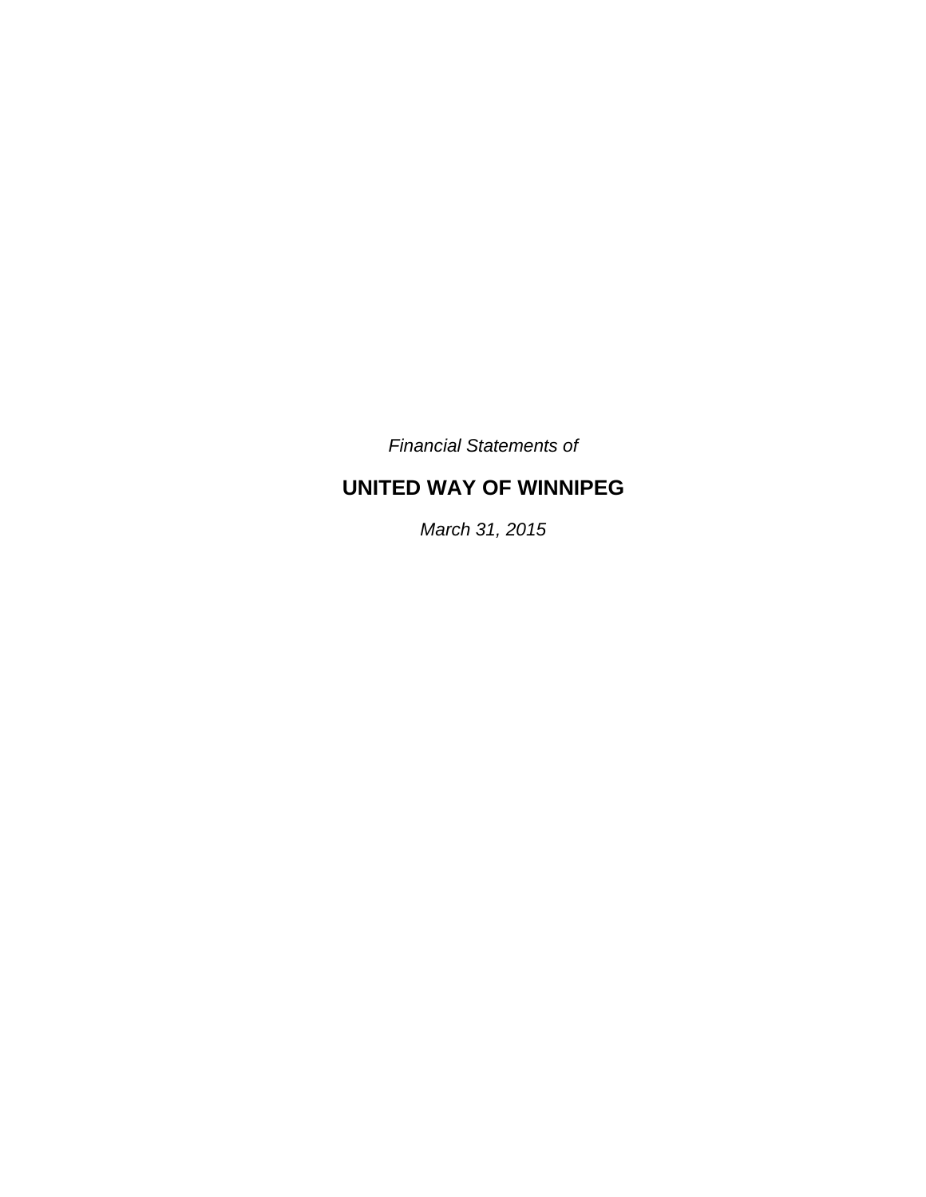*Financial Statements of*

# UNITED WAY OF WINNIPEG

*March 31, 2015*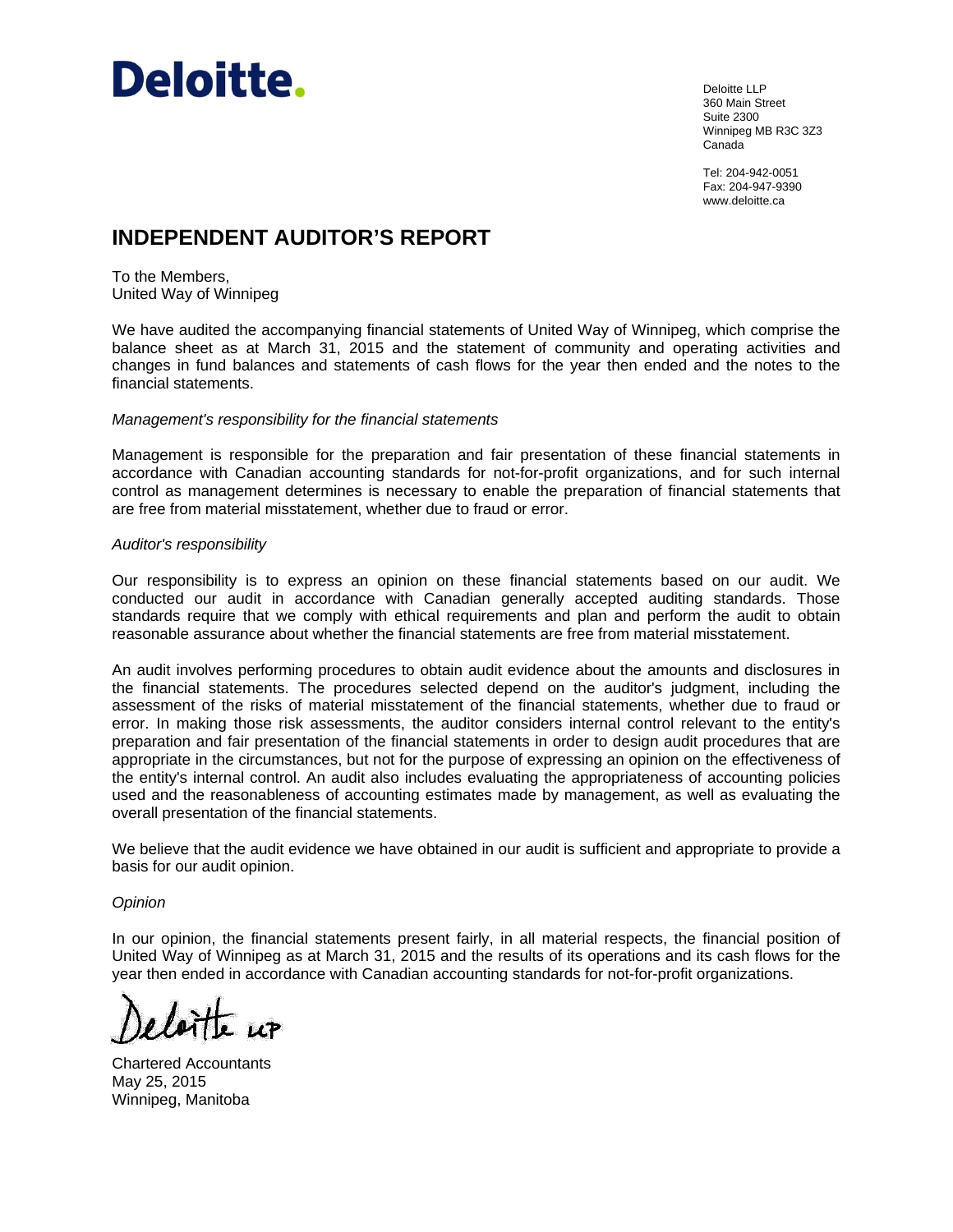**Deloitte.**

Deloitte LLP
360 Main Street
Suite 2300
Winnipeg MB R3C 3Z3
Canada

Tel: 204-942-0051
Fax: 204-947-9390
www.deloitte.ca

# INDEPENDENT AUDITOR'S REPORT

To the Members,
United Way of Winnipeg

We have audited the accompanying financial statements of United Way of Winnipeg, which comprise the balance sheet as at March 31, 2015 and the statement of community and operating activities and changes in fund balances and statements of cash flows for the year then ended and the notes to the financial statements.

*Management's responsibility for the financial statements*

Management is responsible for the preparation and fair presentation of these financial statements in accordance with Canadian accounting standards for not-for-profit organizations, and for such internal control as management determines is necessary to enable the preparation of financial statements that are free from material misstatement, whether due to fraud or error.

*Auditor's responsibility*

Our responsibility is to express an opinion on these financial statements based on our audit. We conducted our audit in accordance with Canadian generally accepted auditing standards. Those standards require that we comply with ethical requirements and plan and perform the audit to obtain reasonable assurance about whether the financial statements are free from material misstatement.

An audit involves performing procedures to obtain audit evidence about the amounts and disclosures in the financial statements. The procedures selected depend on the auditor's judgment, including the assessment of the risks of material misstatement of the financial statements, whether due to fraud or error. In making those risk assessments, the auditor considers internal control relevant to the entity's preparation and fair presentation of the financial statements in order to design audit procedures that are appropriate in the circumstances, but not for the purpose of expressing an opinion on the effectiveness of the entity's internal control. An audit also includes evaluating the appropriateness of accounting policies used and the reasonableness of accounting estimates made by management, as well as evaluating the overall presentation of the financial statements.

We believe that the audit evidence we have obtained in our audit is sufficient and appropriate to provide a basis for our audit opinion.

*Opinion*

In our opinion, the financial statements present fairly, in all material respects, the financial position of United Way of Winnipeg as at March 31, 2015 and the results of its operations and its cash flows for the year then ended in accordance with Canadian accounting standards for not-for-profit organizations.

Deloitte LLP

Chartered Accountants
May 25, 2015
Winnipeg, Manitoba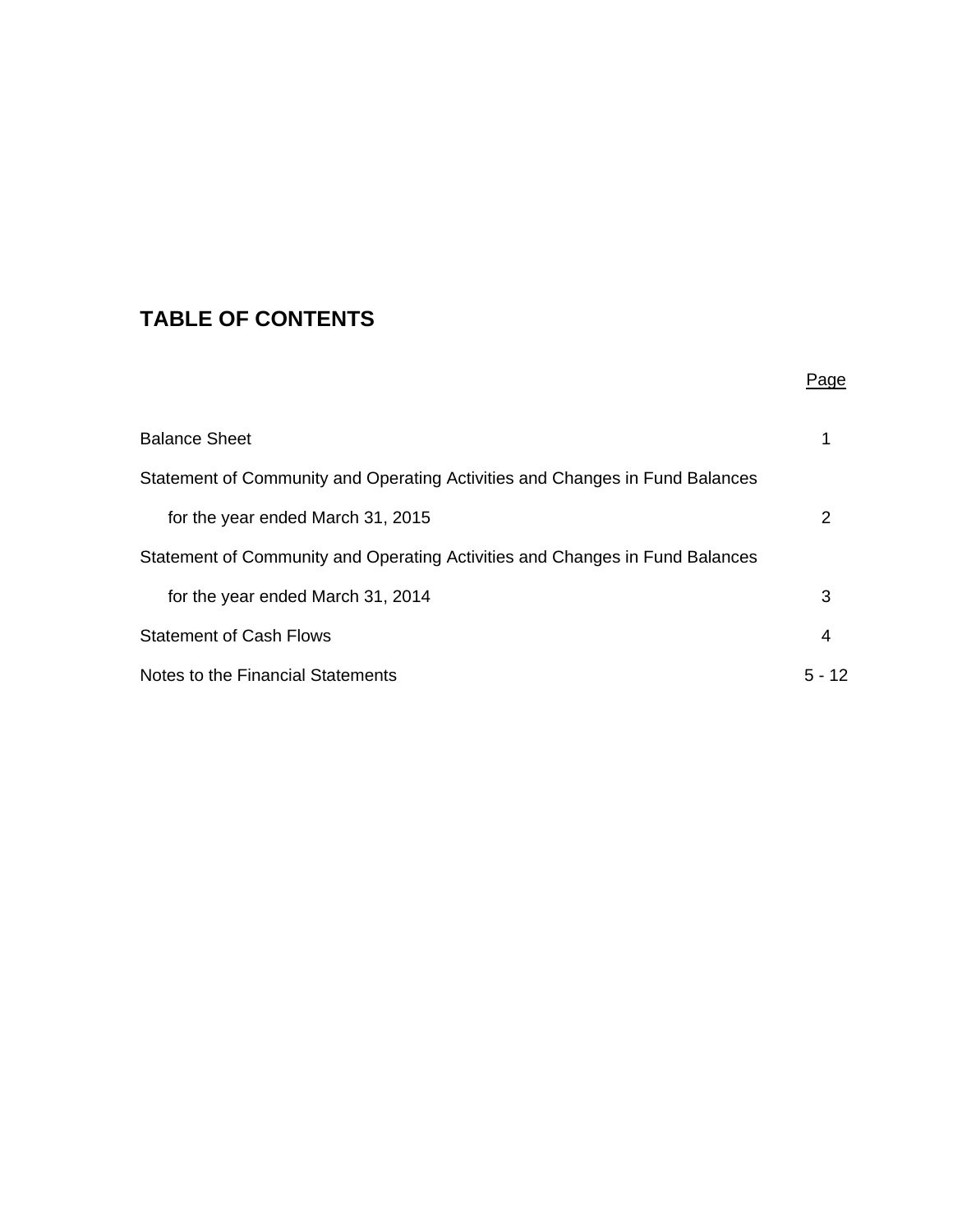# TABLE OF CONTENTS

| | Page |
|---|---|
| Balance Sheet | 1 |
| Statement of Community and Operating Activities and Changes in Fund Balances for the year ended March 31, 2015 | 2 |
| Statement of Community and Operating Activities and Changes in Fund Balances for the year ended March 31, 2014 | 3 |
| Statement of Cash Flows | 4 |
| Notes to the Financial Statements | 5 - 12 |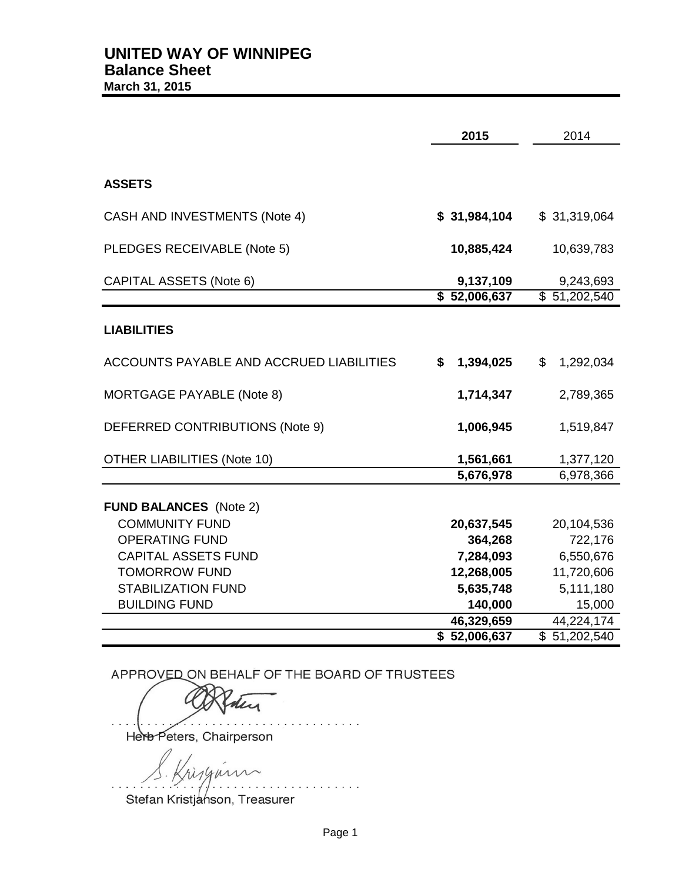# UNITED WAY OF WINNIPEG

## Balance Sheet

**March 31, 2015**

| | **2015** | 2014 |
|---|---|---|
| **ASSETS** | | |
| CASH AND INVESTMENTS (Note 4) | **$ 31,984,104** | $ 31,319,064 |
| PLEDGES RECEIVABLE (Note 5) | **10,885,424** | 10,639,783 |
| CAPITAL ASSETS (Note 6) | **9,137,109** | 9,243,693 |
| | **$ 52,006,637** | $ 51,202,540 |
| **LIABILITIES** | | |
| ACCOUNTS PAYABLE AND ACCRUED LIABILITIES | **$ 1,394,025** | $ 1,292,034 |
| MORTGAGE PAYABLE (Note 8) | **1,714,347** | 2,789,365 |
| DEFERRED CONTRIBUTIONS (Note 9) | **1,006,945** | 1,519,847 |
| OTHER LIABILITIES (Note 10) | **1,561,661** | 1,377,120 |
| | **5,676,978** | 6,978,366 |
| **FUND BALANCES** (Note 2) | | |
| COMMUNITY FUND | **20,637,545** | 20,104,536 |
| OPERATING FUND | **364,268** | 722,176 |
| CAPITAL ASSETS FUND | **7,284,093** | 6,550,676 |
| TOMORROW FUND | **12,268,005** | 11,720,606 |
| STABILIZATION FUND | **5,635,748** | 5,111,180 |
| BUILDING FUND | **140,000** | 15,000 |
| | **46,329,659** | 44,224,174 |
| | **$ 52,006,637** | $ 51,202,540 |

APPROVED ON BEHALF OF THE BOARD OF TRUSTEES

Herb Peters, Chairperson

Stefan Kristjanson, Treasurer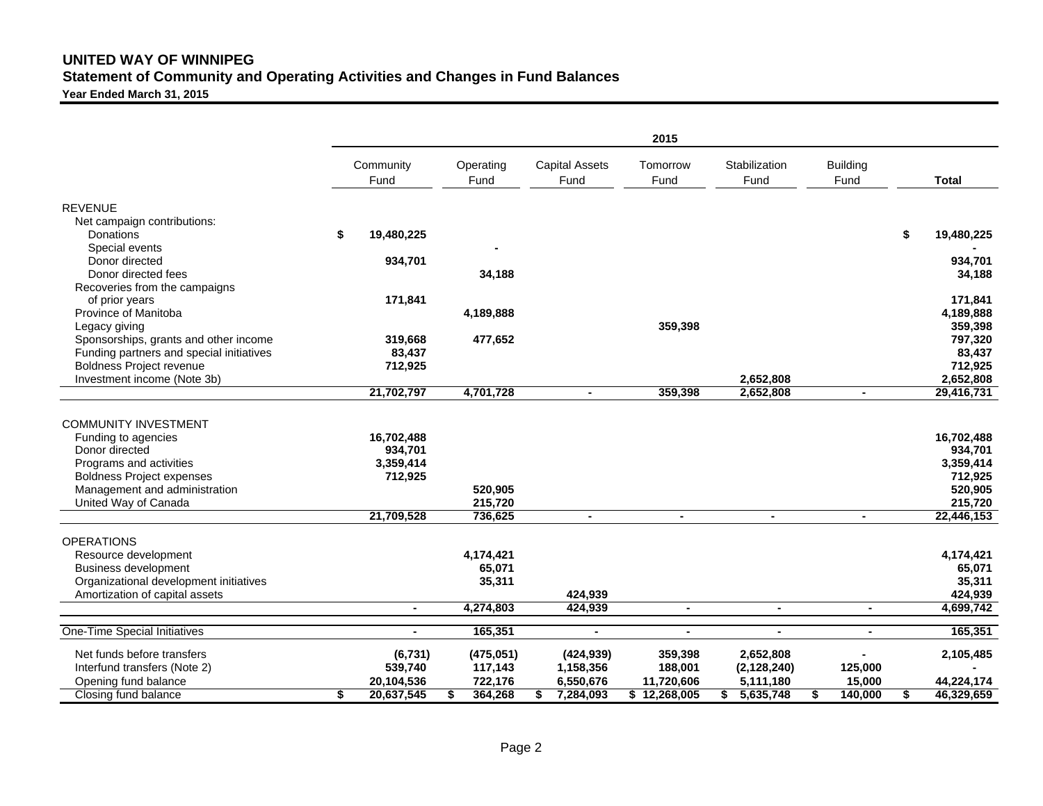# UNITED WAY OF WINNIPEG

## Statement of Community and Operating Activities and Changes in Fund Balances

**Year Ended March 31, 2015**

| | 2015 | | | | | | |
|---|---|---|---|---|---|---|---|
| | Community Fund | Operating Fund | Capital Assets Fund | Tomorrow Fund | Stabilization Fund | Building Fund | **Total** |
| REVENUE | | | | | | | |
| Net campaign contributions: | | | | | | | |
| Donations | **$ 19,480,225** | | | | | | **$ 19,480,225** |
| Special events | | **-** | | | | | **-** |
| Donor directed | **934,701** | | | | | | **934,701** |
| Donor directed fees | | **34,188** | | | | | **34,188** |
| Recoveries from the campaigns of prior years | **171,841** | | | | | | **171,841** |
| Province of Manitoba | | **4,189,888** | | | | | **4,189,888** |
| Legacy giving | | | | **359,398** | | | **359,398** |
| Sponsorships, grants and other income | **319,668** | **477,652** | | | | | **797,320** |
| Funding partners and special initiatives | **83,437** | | | | | | **83,437** |
| Boldness Project revenue | **712,925** | | | | | | **712,925** |
| Investment income (Note 3b) | | | | | **2,652,808** | | **2,652,808** |
| | **21,702,797** | **4,701,728** | **-** | **359,398** | **2,652,808** | **-** | **29,416,731** |
| COMMUNITY INVESTMENT | | | | | | | |
| Funding to agencies | **16,702,488** | | | | | | **16,702,488** |
| Donor directed | **934,701** | | | | | | **934,701** |
| Programs and activities | **3,359,414** | | | | | | **3,359,414** |
| Boldness Project expenses | **712,925** | | | | | | **712,925** |
| Management and administration | | **520,905** | | | | | **520,905** |
| United Way of Canada | | **215,720** | | | | | **215,720** |
| | **21,709,528** | **736,625** | **-** | **-** | **-** | **-** | **22,446,153** |
| OPERATIONS | | | | | | | |
| Resource development | | **4,174,421** | | | | | **4,174,421** |
| Business development | | **65,071** | | | | | **65,071** |
| Organizational development initiatives | | **35,311** | | | | | **35,311** |
| Amortization of capital assets | | | **424,939** | | | | **424,939** |
| | **-** | **4,274,803** | **424,939** | **-** | **-** | **-** | **4,699,742** |
| One-Time Special Initiatives | **-** | **165,351** | **-** | **-** | **-** | **-** | **165,351** |
| Net funds before transfers | **(6,731)** | **(475,051)** | **(424,939)** | **359,398** | **2,652,808** | **-** | **2,105,485** |
| Interfund transfers (Note 2) | **539,740** | **117,143** | **1,158,356** | **188,001** | **(2,128,240)** | **125,000** | **-** |
| Opening fund balance | **20,104,536** | **722,176** | **6,550,676** | **11,720,606** | **5,111,180** | **15,000** | **44,224,174** |
| Closing fund balance | **$ 20,637,545** | **$ 364,268** | **$ 7,284,093** | **$ 12,268,005** | **$ 5,635,748** | **$ 140,000** | **$ 46,329,659** |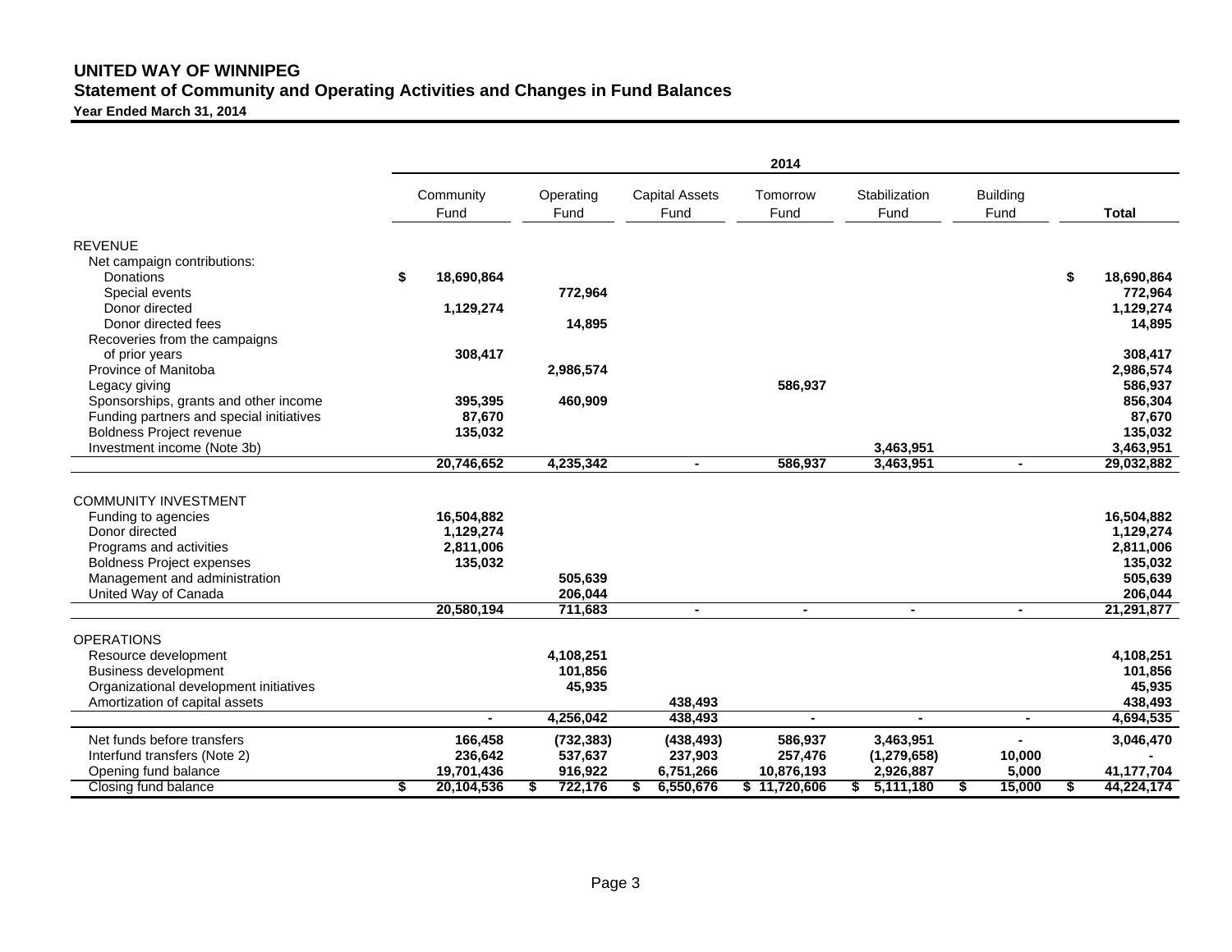# UNITED WAY OF WINNIPEG

## Statement of Community and Operating Activities and Changes in Fund Balances

**Year Ended March 31, 2014**

| | 2014 | | | | | | |
|---|---|---|---|---|---|---|---|
| | Community Fund | Operating Fund | Capital Assets Fund | Tomorrow Fund | Stabilization Fund | Building Fund | **Total** |
| REVENUE | | | | | | | |
| Net campaign contributions: | | | | | | | |
| Donations | $ **18,690,864** | | | | | | $ **18,690,864** |
| Special events | | **772,964** | | | | | **772,964** |
| Donor directed | **1,129,274** | | | | | | **1,129,274** |
| Donor directed fees | | **14,895** | | | | | **14,895** |
| Recoveries from the campaigns of prior years | **308,417** | | | | | | **308,417** |
| Province of Manitoba | | **2,986,574** | | | | | **2,986,574** |
| Legacy giving | | | | **586,937** | | | **586,937** |
| Sponsorships, grants and other income | **395,395** | **460,909** | | | | | **856,304** |
| Funding partners and special initiatives | **87,670** | | | | | | **87,670** |
| Boldness Project revenue | **135,032** | | | | | | **135,032** |
| Investment income (Note 3b) | | | | | **3,463,951** | | **3,463,951** |
| | **20,746,652** | **4,235,342** | **-** | **586,937** | **3,463,951** | **-** | **29,032,882** |
| COMMUNITY INVESTMENT | | | | | | | |
| Funding to agencies | **16,504,882** | | | | | | **16,504,882** |
| Donor directed | **1,129,274** | | | | | | **1,129,274** |
| Programs and activities | **2,811,006** | | | | | | **2,811,006** |
| Boldness Project expenses | **135,032** | | | | | | **135,032** |
| Management and administration | | **505,639** | | | | | **505,639** |
| United Way of Canada | | **206,044** | | | | | **206,044** |
| | **20,580,194** | **711,683** | **-** | **-** | **-** | **-** | **21,291,877** |
| OPERATIONS | | | | | | | |
| Resource development | | **4,108,251** | | | | | **4,108,251** |
| Business development | | **101,856** | | | | | **101,856** |
| Organizational development initiatives | | **45,935** | | | | | **45,935** |
| Amortization of capital assets | | | **438,493** | | | | **438,493** |
| | **-** | **4,256,042** | **438,493** | **-** | **-** | **-** | **4,694,535** |
| Net funds before transfers | **166,458** | **(732,383)** | **(438,493)** | **586,937** | **3,463,951** | **-** | **3,046,470** |
| Interfund transfers (Note 2) | **236,642** | **537,637** | **237,903** | **257,476** | **(1,279,658)** | **10,000** | **-** |
| Opening fund balance | **19,701,436** | **916,922** | **6,751,266** | **10,876,193** | **2,926,887** | **5,000** | **41,177,704** |
| Closing fund balance | $ **20,104,536** | $ **722,176** | $ **6,550,676** | $ **11,720,606** | $ **5,111,180** | $ **15,000** | $ **44,224,174** |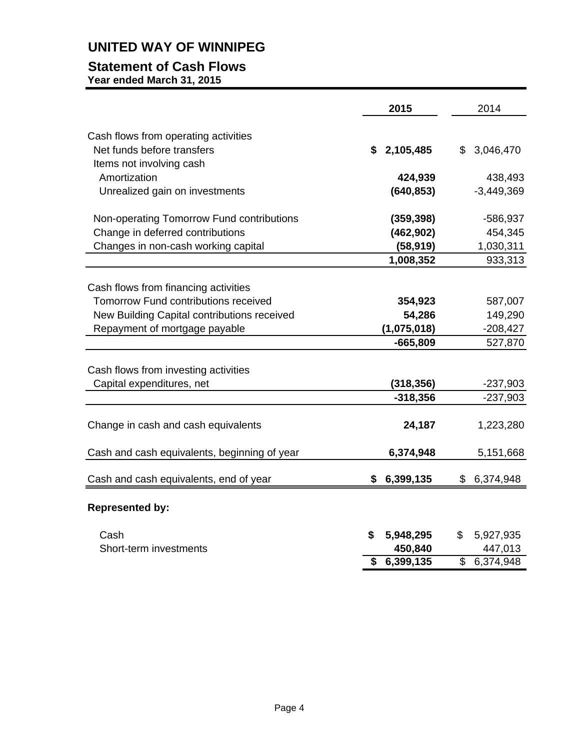# UNITED WAY OF WINNIPEG

## Statement of Cash Flows

**Year ended March 31, 2015**

| | **2015** | 2014 |
|---|---|---|
| Cash flows from operating activities | | |
| Net funds before transfers | **$ 2,105,485** | $ 3,046,470 |
| Items not involving cash | | |
| Amortization | **424,939** | 438,493 |
| Unrealized gain on investments | **(640,853)** | -3,449,369 |
| Non-operating Tomorrow Fund contributions | **(359,398)** | -586,937 |
| Change in deferred contributions | **(462,902)** | 454,345 |
| Changes in non-cash working capital | **(58,919)** | 1,030,311 |
| | **1,008,352** | 933,313 |
| Cash flows from financing activities | | |
| Tomorrow Fund contributions received | **354,923** | 587,007 |
| New Building Capital contributions received | **54,286** | 149,290 |
| Repayment of mortgage payable | **(1,075,018)** | -208,427 |
| | **-665,809** | 527,870 |
| Cash flows from investing activities | | |
| Capital expenditures, net | **(318,356)** | -237,903 |
| | **-318,356** | -237,903 |
| Change in cash and cash equivalents | **24,187** | 1,223,280 |
| Cash and cash equivalents, beginning of year | **6,374,948** | 5,151,668 |
| Cash and cash equivalents, end of year | **$ 6,399,135** | $ 6,374,948 |

**Represented by:**

| | **2015** | 2014 |
|---|---|---|
| Cash | **$ 5,948,295** | $ 5,927,935 |
| Short-term investments | **450,840** | 447,013 |
| | **$ 6,399,135** | $ 6,374,948 |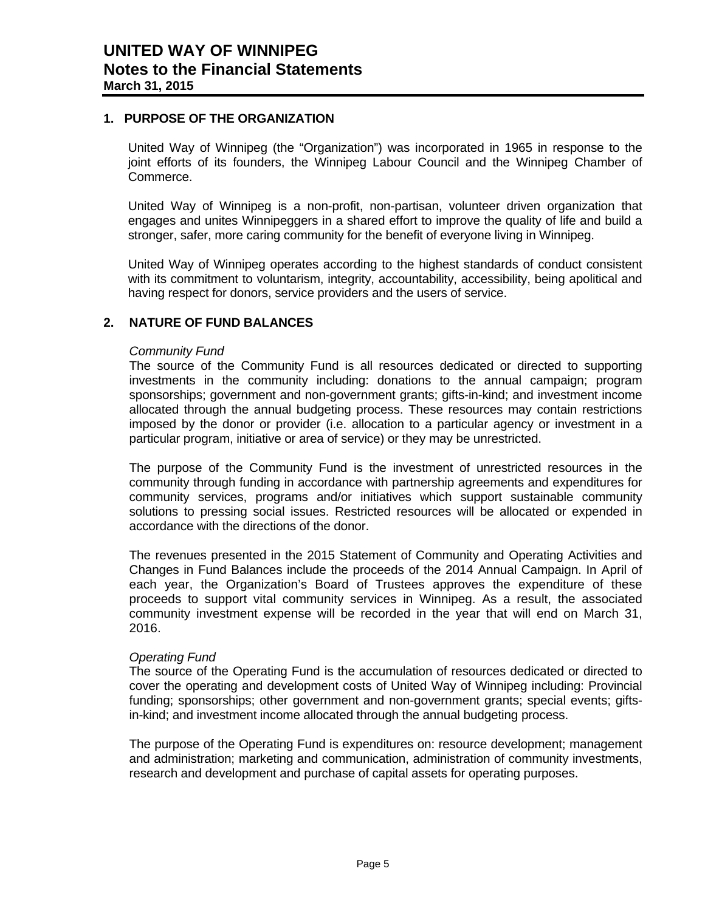# UNITED WAY OF WINNIPEG
## Notes to the Financial Statements
**March 31, 2015**

### 1. PURPOSE OF THE ORGANIZATION

United Way of Winnipeg (the "Organization") was incorporated in 1965 in response to the joint efforts of its founders, the Winnipeg Labour Council and the Winnipeg Chamber of Commerce.

United Way of Winnipeg is a non-profit, non-partisan, volunteer driven organization that engages and unites Winnipeggers in a shared effort to improve the quality of life and build a stronger, safer, more caring community for the benefit of everyone living in Winnipeg.

United Way of Winnipeg operates according to the highest standards of conduct consistent with its commitment to voluntarism, integrity, accountability, accessibility, being apolitical and having respect for donors, service providers and the users of service.

### 2. NATURE OF FUND BALANCES

*Community Fund*

The source of the Community Fund is all resources dedicated or directed to supporting investments in the community including: donations to the annual campaign; program sponsorships; government and non-government grants; gifts-in-kind; and investment income allocated through the annual budgeting process. These resources may contain restrictions imposed by the donor or provider (i.e. allocation to a particular agency or investment in a particular program, initiative or area of service) or they may be unrestricted.

The purpose of the Community Fund is the investment of unrestricted resources in the community through funding in accordance with partnership agreements and expenditures for community services, programs and/or initiatives which support sustainable community solutions to pressing social issues. Restricted resources will be allocated or expended in accordance with the directions of the donor.

The revenues presented in the 2015 Statement of Community and Operating Activities and Changes in Fund Balances include the proceeds of the 2014 Annual Campaign. In April of each year, the Organization's Board of Trustees approves the expenditure of these proceeds to support vital community services in Winnipeg. As a result, the associated community investment expense will be recorded in the year that will end on March 31, 2016.

*Operating Fund*

The source of the Operating Fund is the accumulation of resources dedicated or directed to cover the operating and development costs of United Way of Winnipeg including: Provincial funding; sponsorships; other government and non-government grants; special events; gifts-in-kind; and investment income allocated through the annual budgeting process.

The purpose of the Operating Fund is expenditures on: resource development; management and administration; marketing and communication, administration of community investments, research and development and purchase of capital assets for operating purposes.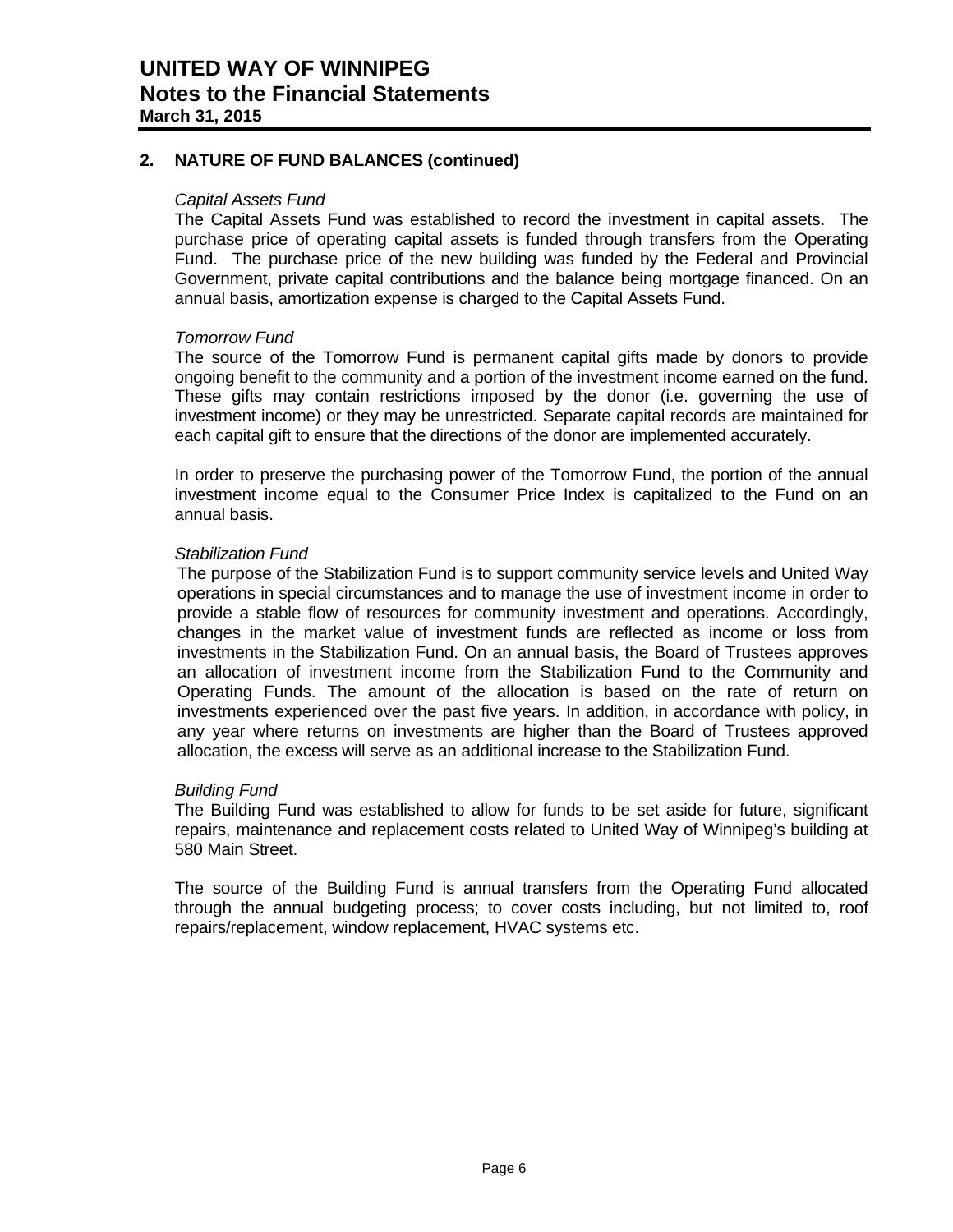## 2. NATURE OF FUND BALANCES (continued)

*Capital Assets Fund*

The Capital Assets Fund was established to record the investment in capital assets. The purchase price of operating capital assets is funded through transfers from the Operating Fund. The purchase price of the new building was funded by the Federal and Provincial Government, private capital contributions and the balance being mortgage financed. On an annual basis, amortization expense is charged to the Capital Assets Fund.

*Tomorrow Fund*

The source of the Tomorrow Fund is permanent capital gifts made by donors to provide ongoing benefit to the community and a portion of the investment income earned on the fund. These gifts may contain restrictions imposed by the donor (i.e. governing the use of investment income) or they may be unrestricted. Separate capital records are maintained for each capital gift to ensure that the directions of the donor are implemented accurately.

In order to preserve the purchasing power of the Tomorrow Fund, the portion of the annual investment income equal to the Consumer Price Index is capitalized to the Fund on an annual basis.

*Stabilization Fund*

The purpose of the Stabilization Fund is to support community service levels and United Way operations in special circumstances and to manage the use of investment income in order to provide a stable flow of resources for community investment and operations. Accordingly, changes in the market value of investment funds are reflected as income or loss from investments in the Stabilization Fund. On an annual basis, the Board of Trustees approves an allocation of investment income from the Stabilization Fund to the Community and Operating Funds. The amount of the allocation is based on the rate of return on investments experienced over the past five years. In addition, in accordance with policy, in any year where returns on investments are higher than the Board of Trustees approved allocation, the excess will serve as an additional increase to the Stabilization Fund.

*Building Fund*

The Building Fund was established to allow for funds to be set aside for future, significant repairs, maintenance and replacement costs related to United Way of Winnipeg's building at 580 Main Street.

The source of the Building Fund is annual transfers from the Operating Fund allocated through the annual budgeting process; to cover costs including, but not limited to, roof repairs/replacement, window replacement, HVAC systems etc.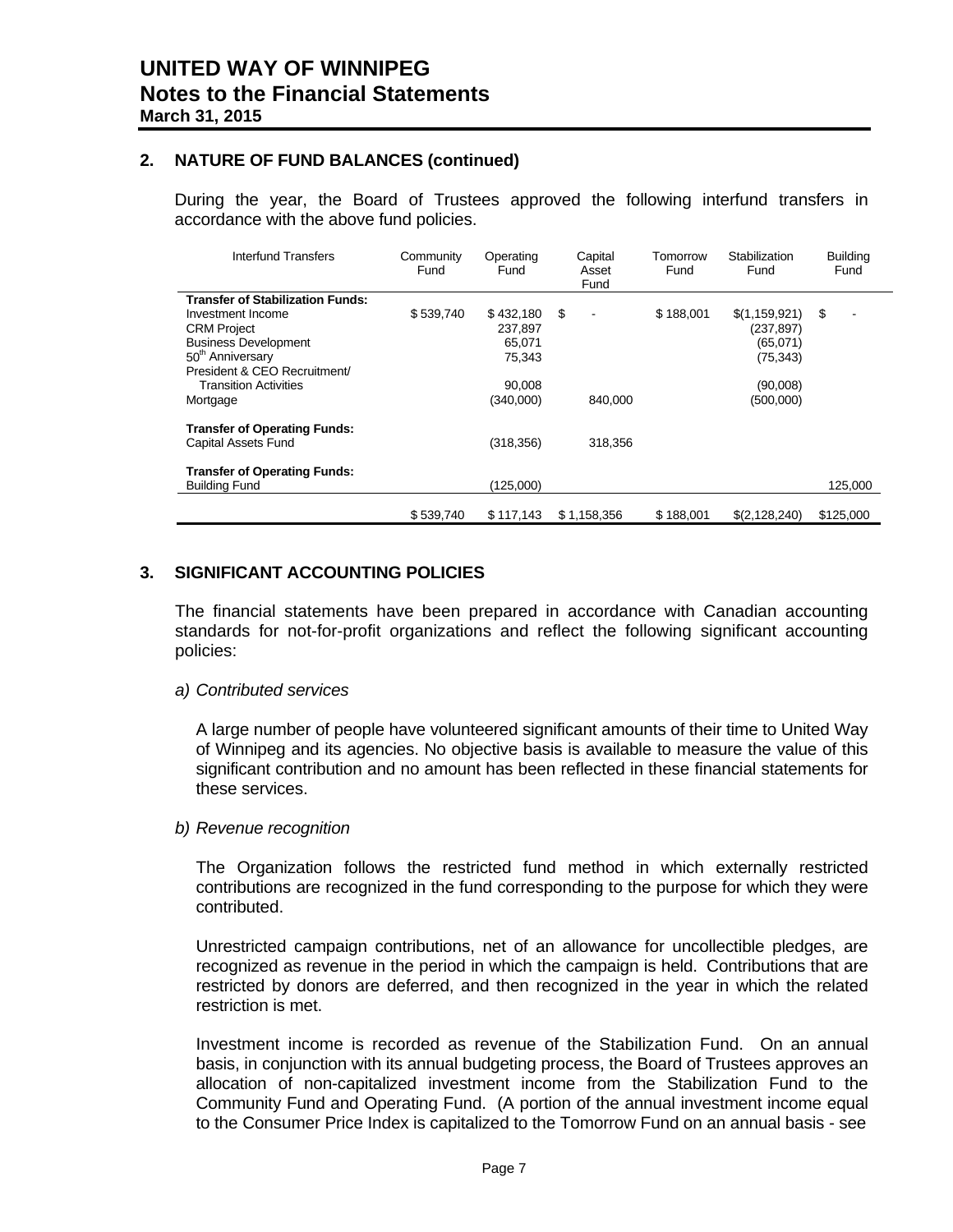## 2. NATURE OF FUND BALANCES (continued)

During the year, the Board of Trustees approved the following interfund transfers in accordance with the above fund policies.

| Interfund Transfers | Community Fund | Operating Fund | Capital Asset Fund | Tomorrow Fund | Stabilization Fund | Building Fund |
|---|---|---|---|---|---|---|
| **Transfer of Stabilization Funds:** | | | | | | |
| Investment Income | $ 539,740 | $ 432,180 | $ - | $ 188,001 | $(1,159,921) | $ - |
| CRM Project | | 237,897 | | | (237,897) | |
| Business Development | | 65,071 | | | (65,071) | |
| 50th Anniversary | | 75,343 | | | (75,343) | |
| President & CEO Recruitment/ Transition Activities | | 90,008 | | | (90,008) | |
| Mortgage | | (340,000) | 840,000 | | (500,000) | |
| **Transfer of Operating Funds:** | | | | | | |
| Capital Assets Fund | | (318,356) | 318,356 | | | |
| **Transfer of Operating Funds:** | | | | | | |
| Building Fund | | (125,000) | | | | 125,000 |
| | $ 539,740 | $ 117,143 | $ 1,158,356 | $ 188,001 | $(2,128,240) | $125,000 |

## 3. SIGNIFICANT ACCOUNTING POLICIES

The financial statements have been prepared in accordance with Canadian accounting standards for not-for-profit organizations and reflect the following significant accounting policies:

*a) Contributed services*

A large number of people have volunteered significant amounts of their time to United Way of Winnipeg and its agencies. No objective basis is available to measure the value of this significant contribution and no amount has been reflected in these financial statements for these services.

*b) Revenue recognition*

The Organization follows the restricted fund method in which externally restricted contributions are recognized in the fund corresponding to the purpose for which they were contributed.

Unrestricted campaign contributions, net of an allowance for uncollectible pledges, are recognized as revenue in the period in which the campaign is held. Contributions that are restricted by donors are deferred, and then recognized in the year in which the related restriction is met.

Investment income is recorded as revenue of the Stabilization Fund. On an annual basis, in conjunction with its annual budgeting process, the Board of Trustees approves an allocation of non-capitalized investment income from the Stabilization Fund to the Community Fund and Operating Fund. (A portion of the annual investment income equal to the Consumer Price Index is capitalized to the Tomorrow Fund on an annual basis - see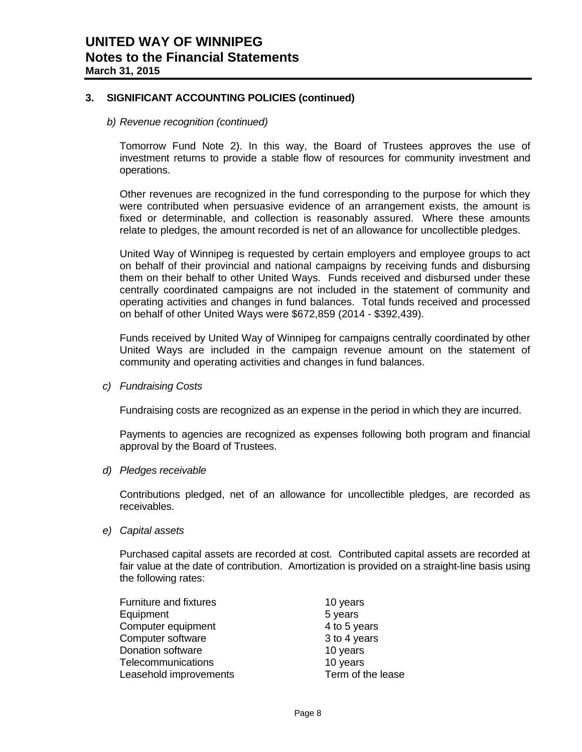## 3. SIGNIFICANT ACCOUNTING POLICIES (continued)

*b) Revenue recognition (continued)*

Tomorrow Fund Note 2). In this way, the Board of Trustees approves the use of investment returns to provide a stable flow of resources for community investment and operations.

Other revenues are recognized in the fund corresponding to the purpose for which they were contributed when persuasive evidence of an arrangement exists, the amount is fixed or determinable, and collection is reasonably assured. Where these amounts relate to pledges, the amount recorded is net of an allowance for uncollectible pledges.

United Way of Winnipeg is requested by certain employers and employee groups to act on behalf of their provincial and national campaigns by receiving funds and disbursing them on their behalf to other United Ways. Funds received and disbursed under these centrally coordinated campaigns are not included in the statement of community and operating activities and changes in fund balances. Total funds received and processed on behalf of other United Ways were $672,859 (2014 - $392,439).

Funds received by United Way of Winnipeg for campaigns centrally coordinated by other United Ways are included in the campaign revenue amount on the statement of community and operating activities and changes in fund balances.

*c) Fundraising Costs*

Fundraising costs are recognized as an expense in the period in which they are incurred.

Payments to agencies are recognized as expenses following both program and financial approval by the Board of Trustees.

*d) Pledges receivable*

Contributions pledged, net of an allowance for uncollectible pledges, are recorded as receivables.

*e) Capital assets*

Purchased capital assets are recorded at cost. Contributed capital assets are recorded at fair value at the date of contribution. Amortization is provided on a straight-line basis using the following rates:

| | |
|---|---|
| Furniture and fixtures | 10 years |
| Equipment | 5 years |
| Computer equipment | 4 to 5 years |
| Computer software | 3 to 4 years |
| Donation software | 10 years |
| Telecommunications | 10 years |
| Leasehold improvements | Term of the lease |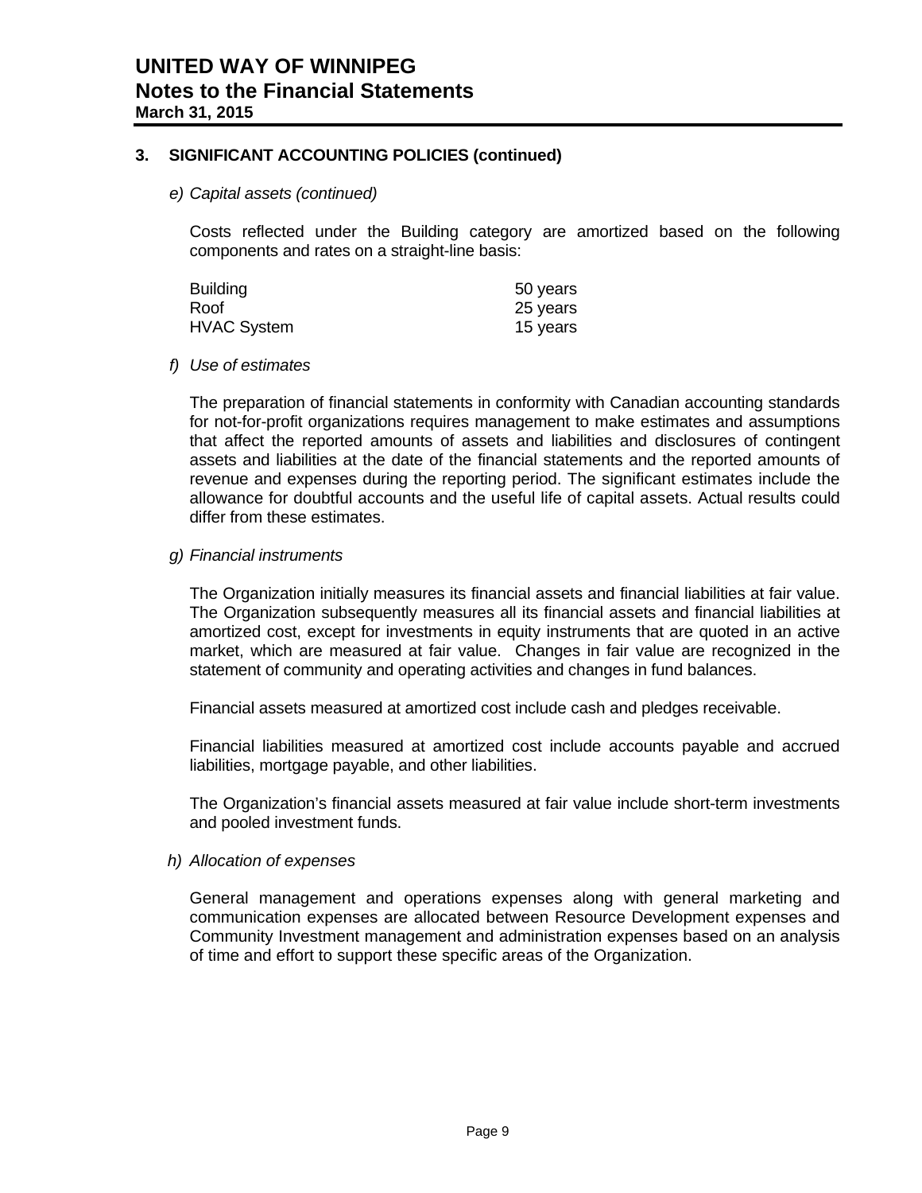# UNITED WAY OF WINNIPEG
## Notes to the Financial Statements
**March 31, 2015**

### 3. SIGNIFICANT ACCOUNTING POLICIES (continued)

*e) Capital assets (continued)*

Costs reflected under the Building category are amortized based on the following components and rates on a straight-line basis:

| | |
|---|---|
| Building | 50 years |
| Roof | 25 years |
| HVAC System | 15 years |

*f) Use of estimates*

The preparation of financial statements in conformity with Canadian accounting standards for not-for-profit organizations requires management to make estimates and assumptions that affect the reported amounts of assets and liabilities and disclosures of contingent assets and liabilities at the date of the financial statements and the reported amounts of revenue and expenses during the reporting period. The significant estimates include the allowance for doubtful accounts and the useful life of capital assets. Actual results could differ from these estimates.

*g) Financial instruments*

The Organization initially measures its financial assets and financial liabilities at fair value. The Organization subsequently measures all its financial assets and financial liabilities at amortized cost, except for investments in equity instruments that are quoted in an active market, which are measured at fair value. Changes in fair value are recognized in the statement of community and operating activities and changes in fund balances.

Financial assets measured at amortized cost include cash and pledges receivable.

Financial liabilities measured at amortized cost include accounts payable and accrued liabilities, mortgage payable, and other liabilities.

The Organization's financial assets measured at fair value include short-term investments and pooled investment funds.

*h) Allocation of expenses*

General management and operations expenses along with general marketing and communication expenses are allocated between Resource Development expenses and Community Investment management and administration expenses based on an analysis of time and effort to support these specific areas of the Organization.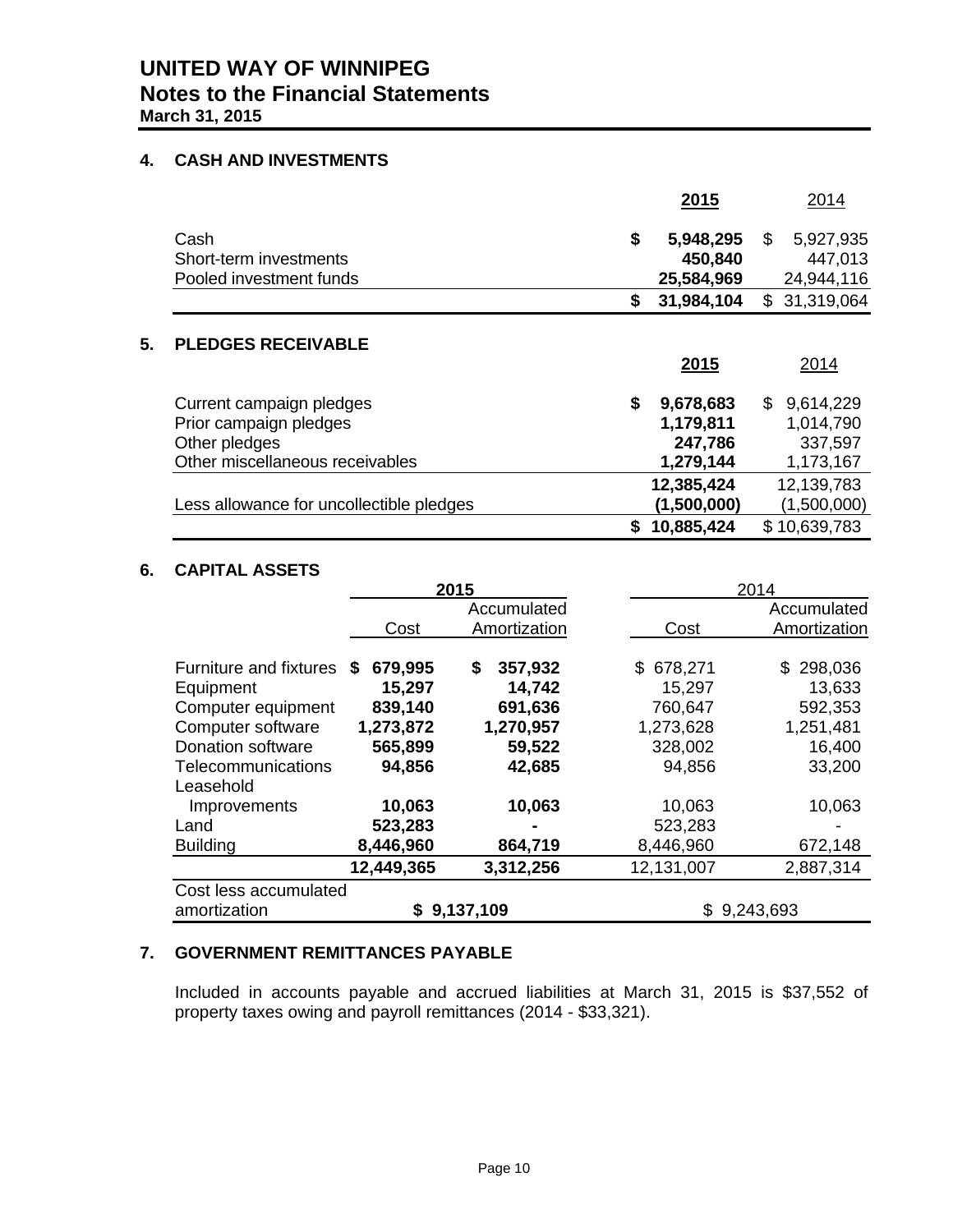# UNITED WAY OF WINNIPEG
## Notes to the Financial Statements
**March 31, 2015**

### 4. CASH AND INVESTMENTS

| | **2015** | 2014 |
|---|---|---|
| Cash | **$ 5,948,295** | $ 5,927,935 |
| Short-term investments | **450,840** | 447,013 |
| Pooled investment funds | **25,584,969** | 24,944,116 |
| | **$ 31,984,104** | $ 31,319,064 |

### 5. PLEDGES RECEIVABLE

| | **2015** | 2014 |
|---|---|---|
| Current campaign pledges | **$ 9,678,683** | $ 9,614,229 |
| Prior campaign pledges | **1,179,811** | 1,014,790 |
| Other pledges | **247,786** | 337,597 |
| Other miscellaneous receivables | **1,279,144** | 1,173,167 |
| | **12,385,424** | 12,139,783 |
| Less allowance for uncollectible pledges | **(1,500,000)** | (1,500,000) |
| | **$ 10,885,424** | $ 10,639,783 |

### 6. CAPITAL ASSETS

| | **2015** | | 2014 | |
|---|---|---|---|---|
| | Cost | Accumulated Amortization | Cost | Accumulated Amortization |
| Furniture and fixtures | **$ 679,995** | **$ 357,932** | $ 678,271 | $ 298,036 |
| Equipment | **15,297** | **14,742** | 15,297 | 13,633 |
| Computer equipment | **839,140** | **691,636** | 760,647 | 592,353 |
| Computer software | **1,273,872** | **1,270,957** | 1,273,628 | 1,251,481 |
| Donation software | **565,899** | **59,522** | 328,002 | 16,400 |
| Telecommunications | **94,856** | **42,685** | 94,856 | 33,200 |
| Leasehold Improvements | **10,063** | **10,063** | 10,063 | 10,063 |
| Land | **523,283** | **-** | 523,283 | - |
| Building | **8,446,960** | **864,719** | 8,446,960 | 672,148 |
| | **12,449,365** | **3,312,256** | 12,131,007 | 2,887,314 |
| Cost less accumulated amortization | **$ 9,137,109** | | $ 9,243,693 | |

### 7. GOVERNMENT REMITTANCES PAYABLE

Included in accounts payable and accrued liabilities at March 31, 2015 is $37,552 of property taxes owing and payroll remittances (2014 - $33,321).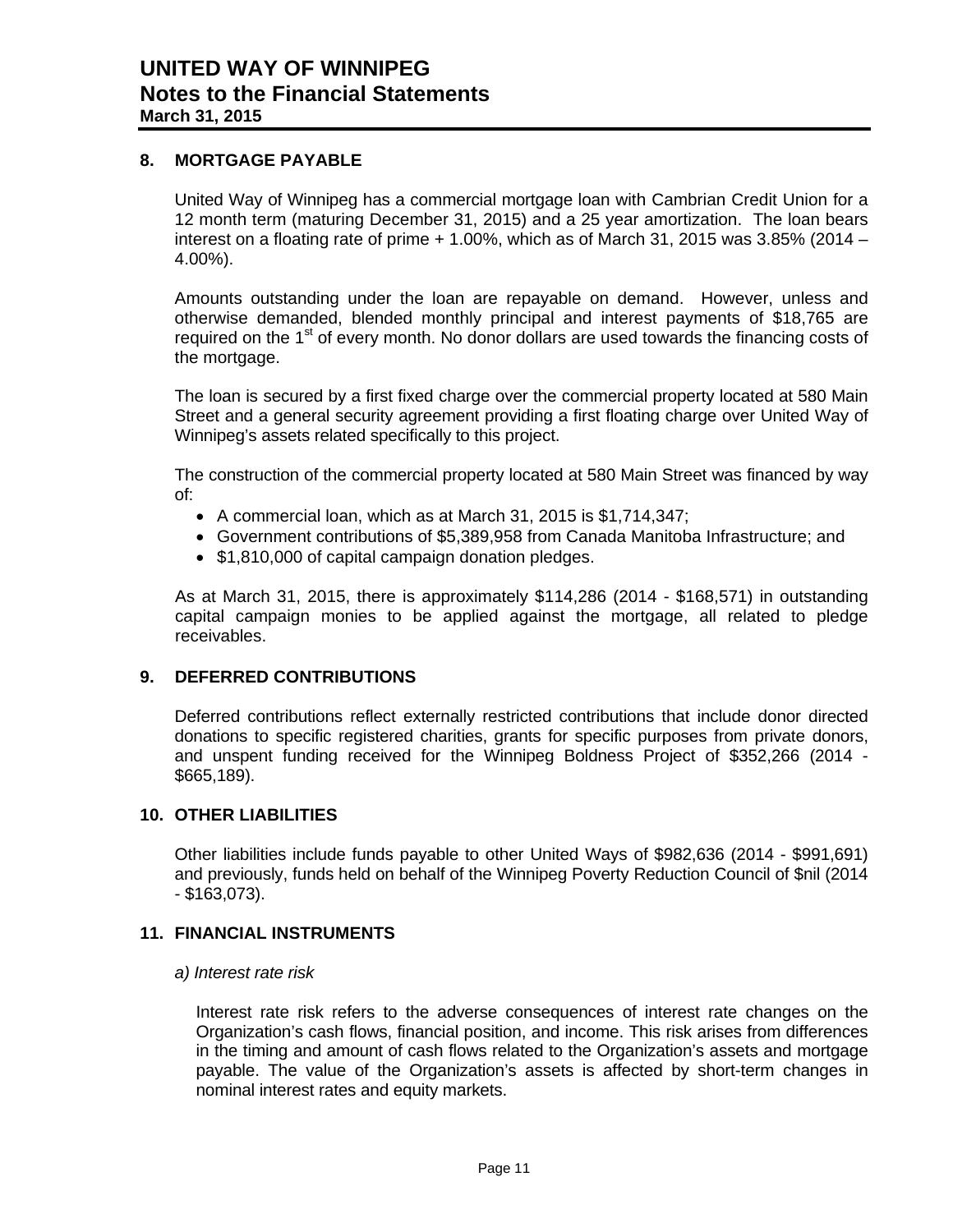# UNITED WAY OF WINNIPEG
## Notes to the Financial Statements
**March 31, 2015**

### 8. MORTGAGE PAYABLE

United Way of Winnipeg has a commercial mortgage loan with Cambrian Credit Union for a 12 month term (maturing December 31, 2015) and a 25 year amortization. The loan bears interest on a floating rate of prime + 1.00%, which as of March 31, 2015 was 3.85% (2014 – 4.00%).

Amounts outstanding under the loan are repayable on demand. However, unless and otherwise demanded, blended monthly principal and interest payments of $18,765 are required on the 1st of every month. No donor dollars are used towards the financing costs of the mortgage.

The loan is secured by a first fixed charge over the commercial property located at 580 Main Street and a general security agreement providing a first floating charge over United Way of Winnipeg's assets related specifically to this project.

The construction of the commercial property located at 580 Main Street was financed by way of:

- A commercial loan, which as at March 31, 2015 is $1,714,347;
- Government contributions of $5,389,958 from Canada Manitoba Infrastructure; and
- $1,810,000 of capital campaign donation pledges.

As at March 31, 2015, there is approximately $114,286 (2014 - $168,571) in outstanding capital campaign monies to be applied against the mortgage, all related to pledge receivables.

### 9. DEFERRED CONTRIBUTIONS

Deferred contributions reflect externally restricted contributions that include donor directed donations to specific registered charities, grants for specific purposes from private donors, and unspent funding received for the Winnipeg Boldness Project of $352,266 (2014 - $665,189).

### 10. OTHER LIABILITIES

Other liabilities include funds payable to other United Ways of $982,636 (2014 - $991,691) and previously, funds held on behalf of the Winnipeg Poverty Reduction Council of $nil (2014 - $163,073).

### 11. FINANCIAL INSTRUMENTS

*a) Interest rate risk*

Interest rate risk refers to the adverse consequences of interest rate changes on the Organization's cash flows, financial position, and income. This risk arises from differences in the timing and amount of cash flows related to the Organization's assets and mortgage payable. The value of the Organization's assets is affected by short-term changes in nominal interest rates and equity markets.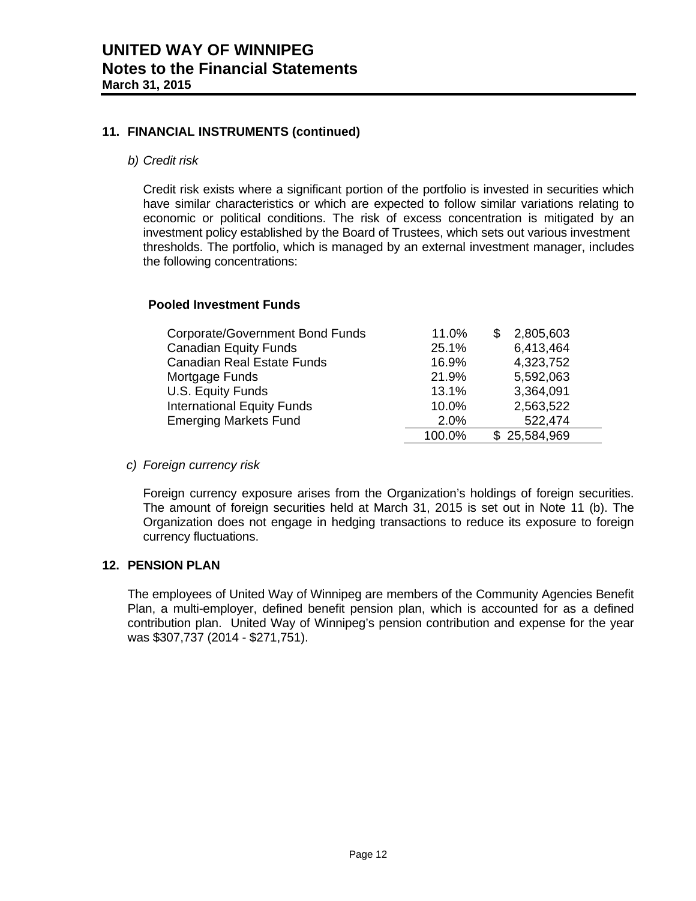# UNITED WAY OF WINNIPEG
## Notes to the Financial Statements
**March 31, 2015**

### 11. FINANCIAL INSTRUMENTS (continued)

*b) Credit risk*

Credit risk exists where a significant portion of the portfolio is invested in securities which have similar characteristics or which are expected to follow similar variations relating to economic or political conditions. The risk of excess concentration is mitigated by an investment policy established by the Board of Trustees, which sets out various investment thresholds. The portfolio, which is managed by an external investment manager, includes the following concentrations:

**Pooled Investment Funds**

| | | |
|---|---|---|
| Corporate/Government Bond Funds | 11.0% | $ 2,805,603 |
| Canadian Equity Funds | 25.1% | 6,413,464 |
| Canadian Real Estate Funds | 16.9% | 4,323,752 |
| Mortgage Funds | 21.9% | 5,592,063 |
| U.S. Equity Funds | 13.1% | 3,364,091 |
| International Equity Funds | 10.0% | 2,563,522 |
| Emerging Markets Fund | 2.0% | 522,474 |
| | 100.0% | $ 25,584,969 |

*c) Foreign currency risk*

Foreign currency exposure arises from the Organization's holdings of foreign securities. The amount of foreign securities held at March 31, 2015 is set out in Note 11 (b). The Organization does not engage in hedging transactions to reduce its exposure to foreign currency fluctuations.

### 12. PENSION PLAN

The employees of United Way of Winnipeg are members of the Community Agencies Benefit Plan, a multi-employer, defined benefit pension plan, which is accounted for as a defined contribution plan. United Way of Winnipeg's pension contribution and expense for the year was $307,737 (2014 - $271,751).